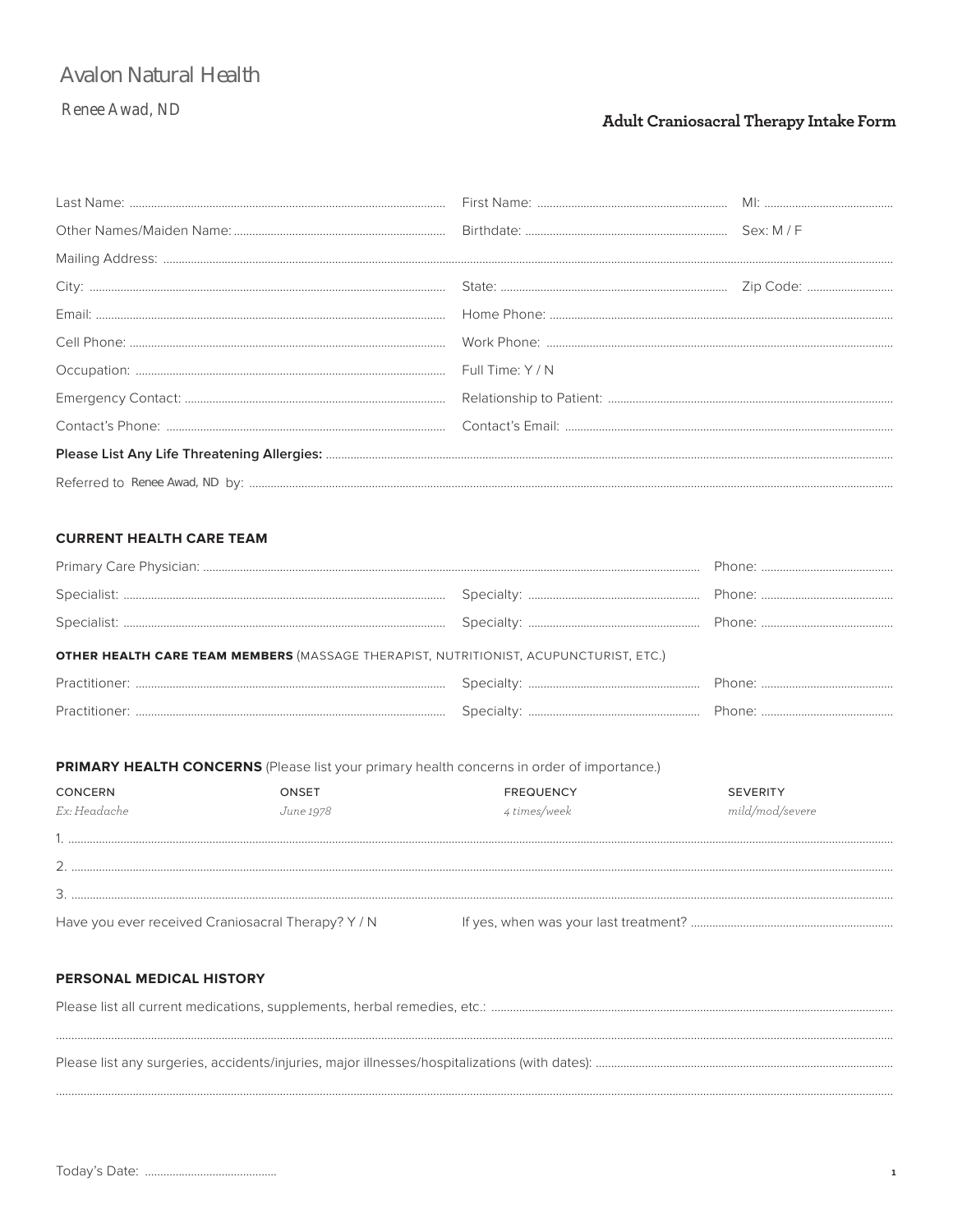Avalon Natural Health

Renee Awad, ND

## Adult Craniosacral Therapy Intake Form

Last Name: ........................................ First Name: ........................................ MI: ....................

Other Names/Maiden Name: ........................................ Birthdate: ........................................ Sex: M / F

Mailing Address: ................................................................................................

City: ........................................ State: ........................................ Zip Code: ....................

Email: ........................................ Home Phone: ........................................

Cell Phone: ........................................ Work Phone: ........................................

Occupation: ........................................ Full Time: Y / N

Emergency Contact: ........................................ Relationship to Patient: ........................................

Contact's Phone: ........................................ Contact's Email: ........................................

**Please List Any Life Threatening Allergies:** ................................................................................................

Referred to Renee Awad, ND by: ................................................................................................

### CURRENT HEALTH CARE TEAM

Primary Care Physician: ........................................................................ Phone: ....................

Specialist: ........................................ Specialty: ........................................ Phone: ....................

Specialist: ........................................ Specialty: ........................................ Phone: ....................

**OTHER HEALTH CARE TEAM MEMBERS** (MASSAGE THERAPIST, NUTRITIONIST, ACUPUNCTURIST, ETC.)

Practitioner: ........................................ Specialty: ........................................ Phone: ....................

Practitioner: ........................................ Specialty: ........................................ Phone: ....................

### PRIMARY HEALTH CONCERNS (Please list your primary health concerns in order of importance.)

| CONCERN | ONSET | FREQUENCY | SEVERITY |
|---|---|---|---|
| *Ex: Headache* | *June 1978* | *4 times/week* | *mild/mod/severe* |
| 1. | | | |
| 2. | | | |
| 3. | | | |

Have you ever received Craniosacral Therapy? Y / N  If yes, when was your last treatment? ........................................

### PERSONAL MEDICAL HISTORY

Please list all current medications, supplements, herbal remedies, etc.: ................................................................................................

................................................................................................

Please list any surgeries, accidents/injuries, major illnesses/hospitalizations (with dates): ................................................................................................

................................................................................................

Today's Date: ....................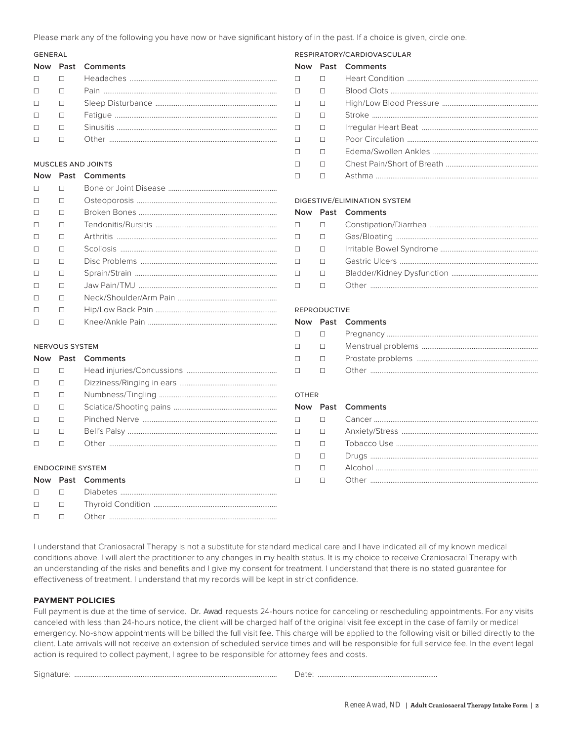Please mark any of the following you have now or have significant history of in the past. If a choice is given, circle one.

GENERAL

| Now | Past | Comments |
| --- | --- | --- |
| ☐ | ☐ | Headaches |
| ☐ | ☐ | Pain |
| ☐ | ☐ | Sleep Disturbance |
| ☐ | ☐ | Fatigue |
| ☐ | ☐ | Sinusitis |
| ☐ | ☐ | Other |

MUSCLES AND JOINTS

| Now | Past | Comments |
| --- | --- | --- |
| ☐ | ☐ | Bone or Joint Disease |
| ☐ | ☐ | Osteoporosis |
| ☐ | ☐ | Broken Bones |
| ☐ | ☐ | Tendonitis/Bursitis |
| ☐ | ☐ | Arthritis |
| ☐ | ☐ | Scoliosis |
| ☐ | ☐ | Disc Problems |
| ☐ | ☐ | Sprain/Strain |
| ☐ | ☐ | Jaw Pain/TMJ |
| ☐ | ☐ | Neck/Shoulder/Arm Pain |
| ☐ | ☐ | Hip/Low Back Pain |
| ☐ | ☐ | Knee/Ankle Pain |

NERVOUS SYSTEM

| Now | Past | Comments |
| --- | --- | --- |
| ☐ | ☐ | Head injuries/Concussions |
| ☐ | ☐ | Dizziness/Ringing in ears |
| ☐ | ☐ | Numbness/Tingling |
| ☐ | ☐ | Sciatica/Shooting pains |
| ☐ | ☐ | Pinched Nerve |
| ☐ | ☐ | Bell's Palsy |
| ☐ | ☐ | Other |

ENDOCRINE SYSTEM

| Now | Past | Comments |
| --- | --- | --- |
| ☐ | ☐ | Diabetes |
| ☐ | ☐ | Thyroid Condition |
| ☐ | ☐ | Other |

RESPIRATORY/CARDIOVASCULAR

| Now | Past | Comments |
| --- | --- | --- |
| ☐ | ☐ | Heart Condition |
| ☐ | ☐ | Blood Clots |
| ☐ | ☐ | High/Low Blood Pressure |
| ☐ | ☐ | Stroke |
| ☐ | ☐ | Irregular Heart Beat |
| ☐ | ☐ | Poor Circulation |
| ☐ | ☐ | Edema/Swollen Ankles |
| ☐ | ☐ | Chest Pain/Short of Breath |
| ☐ | ☐ | Asthma |

DIGESTIVE/ELIMINATION SYSTEM

| Now | Past | Comments |
| --- | --- | --- |
| ☐ | ☐ | Constipation/Diarrhea |
| ☐ | ☐ | Gas/Bloating |
| ☐ | ☐ | Irritable Bowel Syndrome |
| ☐ | ☐ | Gastric Ulcers |
| ☐ | ☐ | Bladder/Kidney Dysfunction |
| ☐ | ☐ | Other |

REPRODUCTIVE

| Now | Past | Comments |
| --- | --- | --- |
| ☐ | ☐ | Pregnancy |
| ☐ | ☐ | Menstrual problems |
| ☐ | ☐ | Prostate problems |
| ☐ | ☐ | Other |

OTHER

| Now | Past | Comments |
| --- | --- | --- |
| ☐ | ☐ | Cancer |
| ☐ | ☐ | Anxiety/Stress |
| ☐ | ☐ | Tobacco Use |
| ☐ | ☐ | Drugs |
| ☐ | ☐ | Alcohol |
| ☐ | ☐ | Other |

I understand that Craniosacral Therapy is not a substitute for standard medical care and I have indicated all of my known medical conditions above. I will alert the practitioner to any changes in my health status. It is my choice to receive Craniosacral Therapy with an understanding of the risks and benefits and I give my consent for treatment. I understand that there is no stated guarantee for effectiveness of treatment. I understand that my records will be kept in strict confidence.

**PAYMENT POLICIES**

Full payment is due at the time of service. Dr. Awad requests 24-hours notice for canceling or rescheduling appointments. For any visits canceled with less than 24-hours notice, the client will be charged half of the original visit fee except in the case of family or medical emergency. No-show appointments will be billed the full visit fee. This charge will be applied to the following visit or billed directly to the client. Late arrivals will not receive an extension of scheduled service times and will be responsible for full service fee. In the event legal action is required to collect payment, I agree to be responsible for attorney fees and costs.

Signature: ..................................................    Date: ..................................